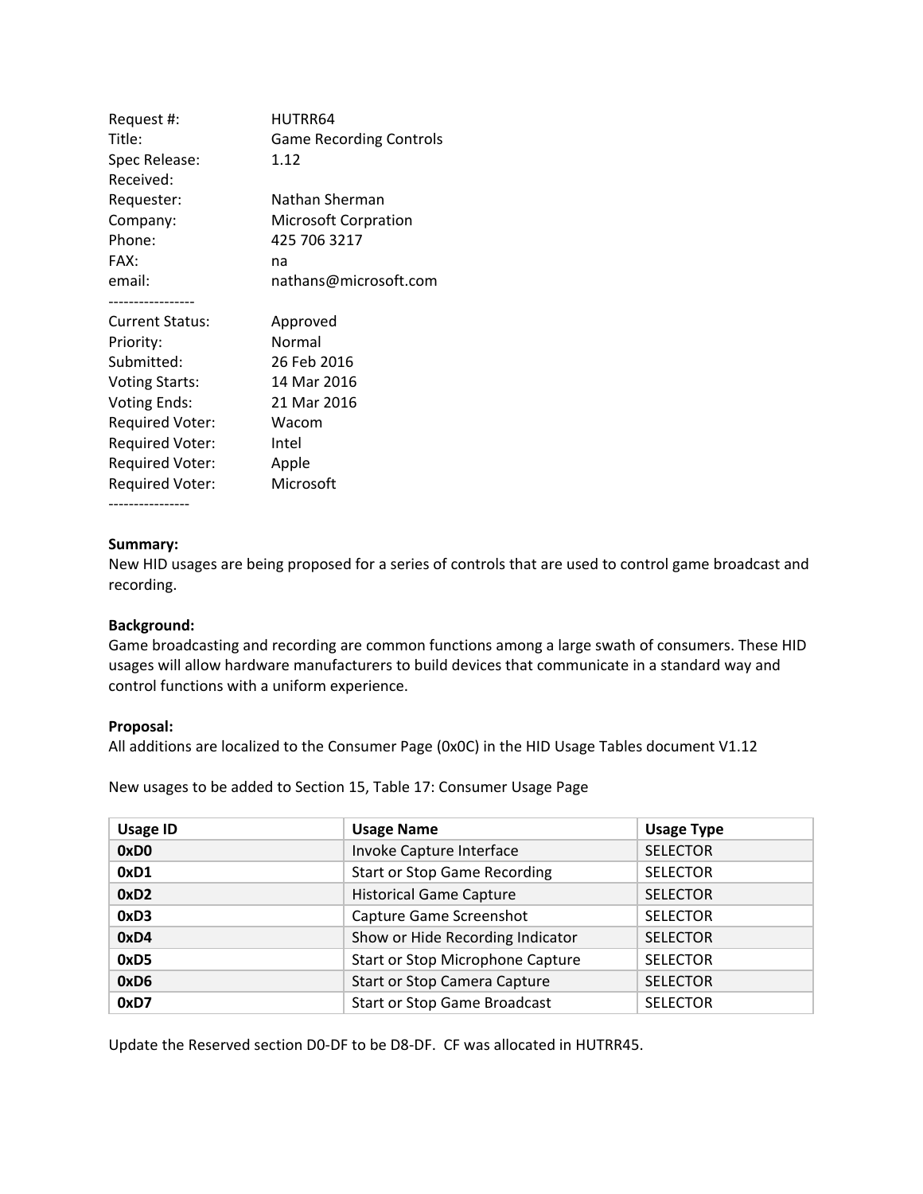Request #: HUTRR64
Title: Game Recording Controls
Spec Release: 1.12
Received:
Requester: Nathan Sherman
Company: Microsoft Corpration
Phone: 425 706 3217
FAX: na
email: nathans@microsoft.com

-----------------

Current Status: Approved
Priority: Normal
Submitted: 26 Feb 2016
Voting Starts: 14 Mar 2016
Voting Ends: 21 Mar 2016
Required Voter: Wacom
Required Voter: Intel
Required Voter: Apple
Required Voter: Microsoft

----------------

**Summary:**
New HID usages are being proposed for a series of controls that are used to control game broadcast and recording.

**Background:**
Game broadcasting and recording are common functions among a large swath of consumers. These HID usages will allow hardware manufacturers to build devices that communicate in a standard way and control functions with a uniform experience.

**Proposal:**
All additions are localized to the Consumer Page (0x0C) in the HID Usage Tables document V1.12

New usages to be added to Section 15, Table 17: Consumer Usage Page

| Usage ID | Usage Name | Usage Type |
|---|---|---|
| **0xD0** | Invoke Capture Interface | SELECTOR |
| **0xD1** | Start or Stop Game Recording | SELECTOR |
| **0xD2** | Historical Game Capture | SELECTOR |
| **0xD3** | Capture Game Screenshot | SELECTOR |
| **0xD4** | Show or Hide Recording Indicator | SELECTOR |
| **0xD5** | Start or Stop Microphone Capture | SELECTOR |
| **0xD6** | Start or Stop Camera Capture | SELECTOR |
| **0xD7** | Start or Stop Game Broadcast | SELECTOR |

Update the Reserved section D0-DF to be D8-DF. CF was allocated in HUTRR45.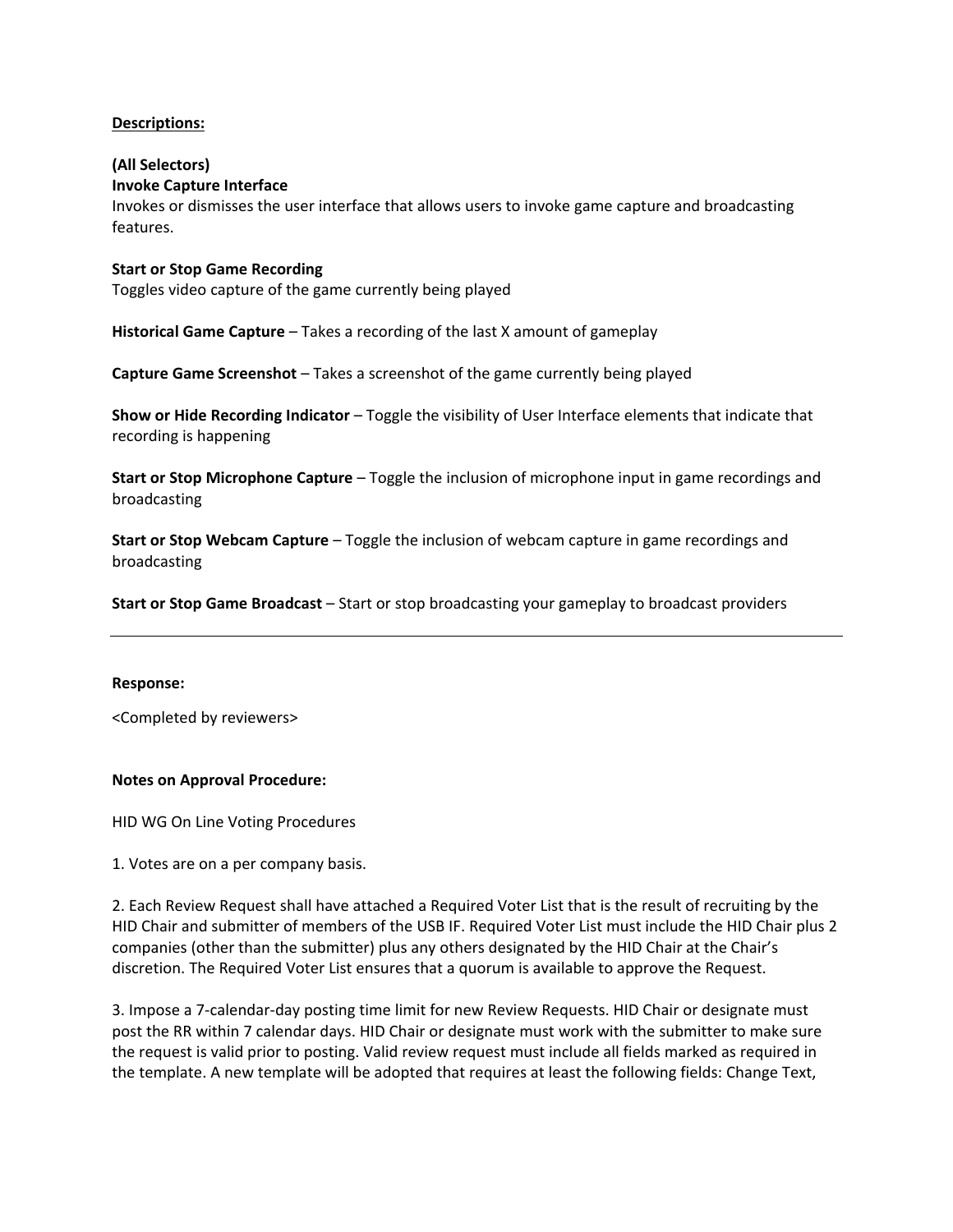**Descriptions:**

**(All Selectors)**
**Invoke Capture Interface**
Invokes or dismisses the user interface that allows users to invoke game capture and broadcasting features.

**Start or Stop Game Recording**
Toggles video capture of the game currently being played

**Historical Game Capture** – Takes a recording of the last X amount of gameplay

**Capture Game Screenshot** – Takes a screenshot of the game currently being played

**Show or Hide Recording Indicator** – Toggle the visibility of User Interface elements that indicate that recording is happening

**Start or Stop Microphone Capture** – Toggle the inclusion of microphone input in game recordings and broadcasting

**Start or Stop Webcam Capture** – Toggle the inclusion of webcam capture in game recordings and broadcasting

**Start or Stop Game Broadcast** – Start or stop broadcasting your gameplay to broadcast providers

---

**Response:**

<Completed by reviewers>

**Notes on Approval Procedure:**

HID WG On Line Voting Procedures

1. Votes are on a per company basis.

2. Each Review Request shall have attached a Required Voter List that is the result of recruiting by the HID Chair and submitter of members of the USB IF. Required Voter List must include the HID Chair plus 2 companies (other than the submitter) plus any others designated by the HID Chair at the Chair's discretion. The Required Voter List ensures that a quorum is available to approve the Request.

3. Impose a 7-calendar-day posting time limit for new Review Requests. HID Chair or designate must post the RR within 7 calendar days. HID Chair or designate must work with the submitter to make sure the request is valid prior to posting. Valid review request must include all fields marked as required in the template. A new template will be adopted that requires at least the following fields: Change Text,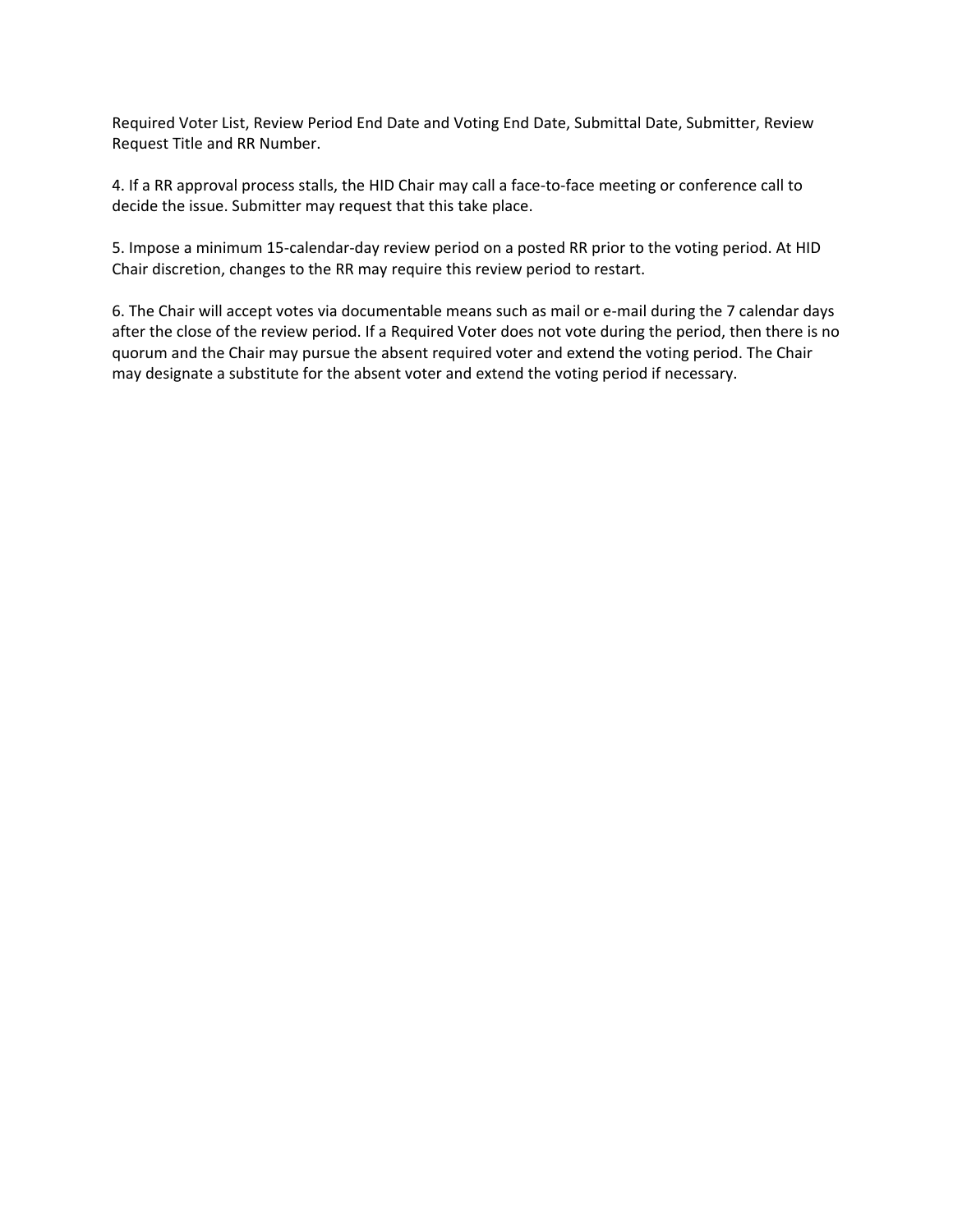Required Voter List, Review Period End Date and Voting End Date, Submittal Date, Submitter, Review Request Title and RR Number.

4. If a RR approval process stalls, the HID Chair may call a face-to-face meeting or conference call to decide the issue. Submitter may request that this take place.

5. Impose a minimum 15-calendar-day review period on a posted RR prior to the voting period. At HID Chair discretion, changes to the RR may require this review period to restart.

6. The Chair will accept votes via documentable means such as mail or e-mail during the 7 calendar days after the close of the review period. If a Required Voter does not vote during the period, then there is no quorum and the Chair may pursue the absent required voter and extend the voting period. The Chair may designate a substitute for the absent voter and extend the voting period if necessary.